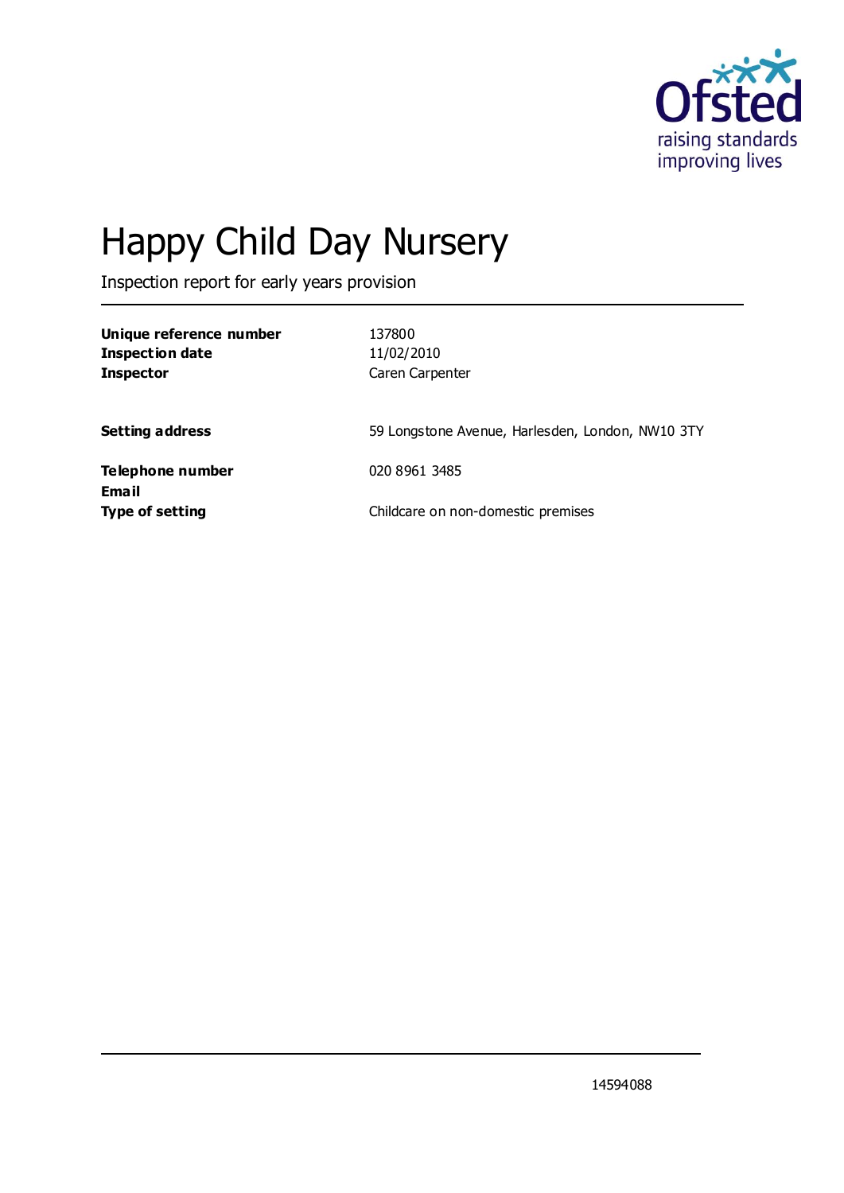# Happy Child Day Nursery

Inspection report for early years provision

| | |
|---|---|
| **Unique reference number** | 137800 |
| **Inspection date** | 11/02/2010 |
| **Inspector** | Caren Carpenter |
| | |
| **Setting address** | 59 Longstone Avenue, Harlesden, London, NW10 3TY |
| | |
| **Telephone number** | 020 8961 3485 |
| **Email** | |
| **Type of setting** | Childcare on non-domestic premises |

14594088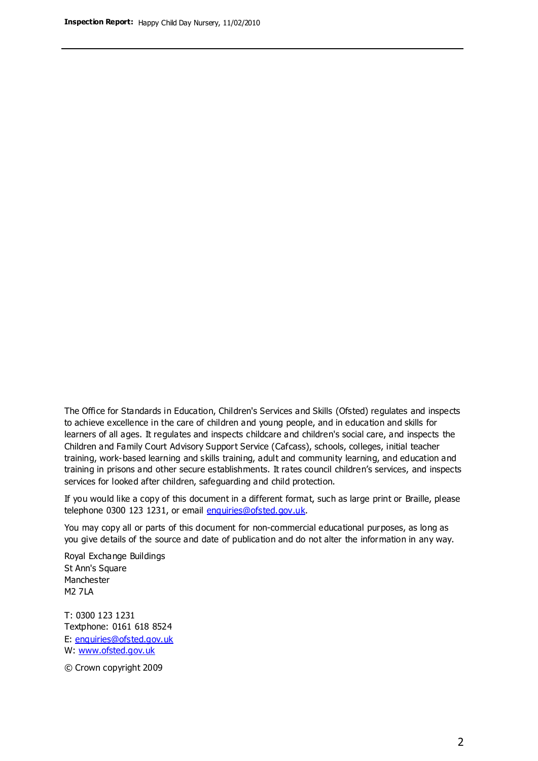The Office for Standards in Education, Children's Services and Skills (Ofsted) regulates and inspects to achieve excellence in the care of children and young people, and in education and skills for learners of all ages. It regulates and inspects childcare and children's social care, and inspects the Children and Family Court Advisory Support Service (Cafcass), schools, colleges, initial teacher training, work-based learning and skills training, adult and community learning, and education and training in prisons and other secure establishments. It rates council children's services, and inspects services for looked after children, safeguarding and child protection.

If you would like a copy of this document in a different format, such as large print or Braille, please telephone 0300 123 1231, or email enquiries@ofsted.gov.uk.

You may copy all or parts of this document for non-commercial educational purposes, as long as you give details of the source and date of publication and do not alter the information in any way.

Royal Exchange Buildings
St Ann's Square
Manchester
M2 7LA

T: 0300 123 1231
Textphone: 0161 618 8524
E: enquiries@ofsted.gov.uk
W: www.ofsted.gov.uk

© Crown copyright 2009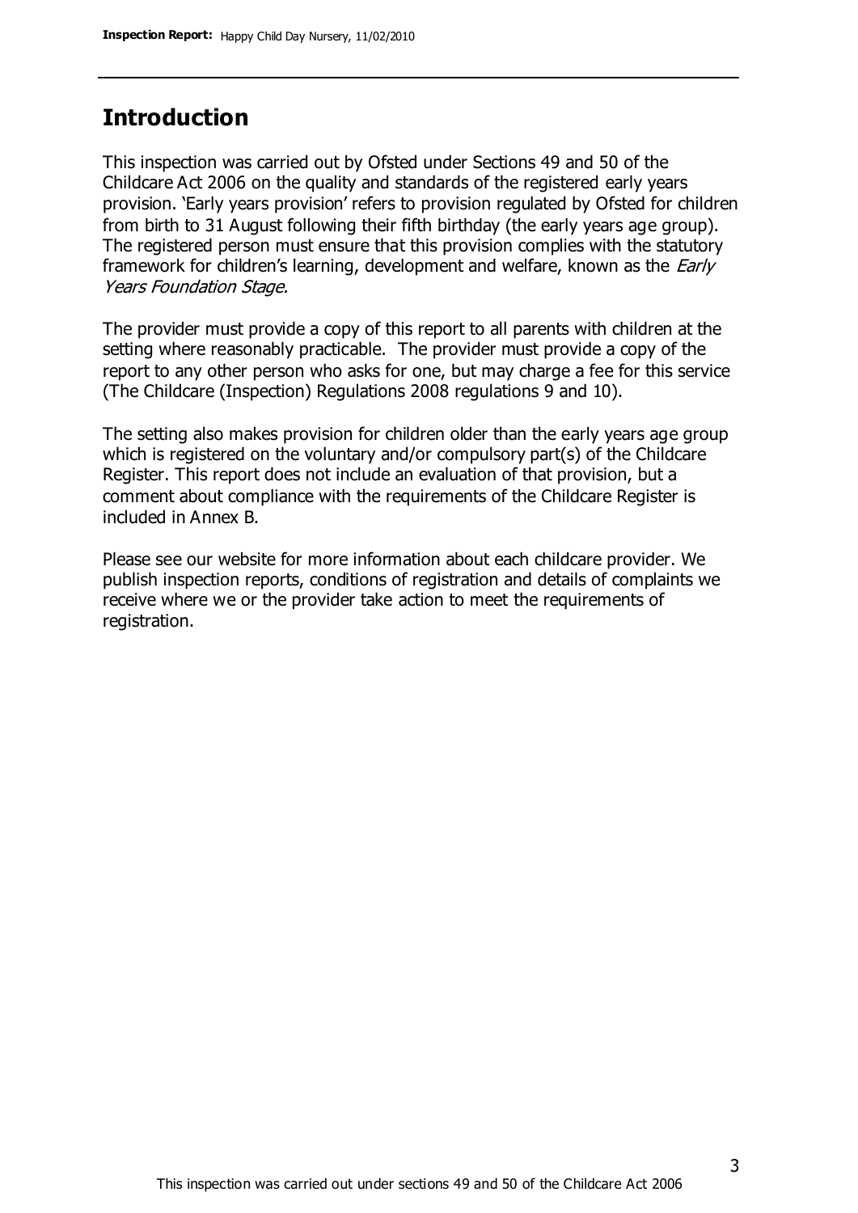## Introduction

This inspection was carried out by Ofsted under Sections 49 and 50 of the Childcare Act 2006 on the quality and standards of the registered early years provision. 'Early years provision' refers to provision regulated by Ofsted for children from birth to 31 August following their fifth birthday (the early years age group). The registered person must ensure that this provision complies with the statutory framework for children's learning, development and welfare, known as the *Early Years Foundation Stage.*

The provider must provide a copy of this report to all parents with children at the setting where reasonably practicable. The provider must provide a copy of the report to any other person who asks for one, but may charge a fee for this service (The Childcare (Inspection) Regulations 2008 regulations 9 and 10).

The setting also makes provision for children older than the early years age group which is registered on the voluntary and/or compulsory part(s) of the Childcare Register. This report does not include an evaluation of that provision, but a comment about compliance with the requirements of the Childcare Register is included in Annex B.

Please see our website for more information about each childcare provider. We publish inspection reports, conditions of registration and details of complaints we receive where we or the provider take action to meet the requirements of registration.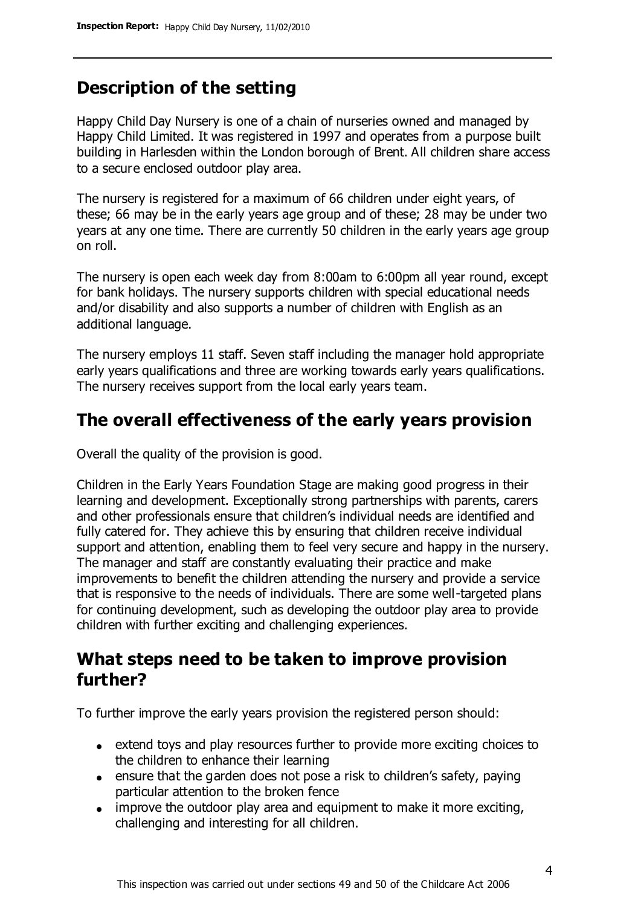## Description of the setting

Happy Child Day Nursery is one of a chain of nurseries owned and managed by Happy Child Limited. It was registered in 1997 and operates from a purpose built building in Harlesden within the London borough of Brent. All children share access to a secure enclosed outdoor play area.

The nursery is registered for a maximum of 66 children under eight years, of these; 66 may be in the early years age group and of these; 28 may be under two years at any one time. There are currently 50 children in the early years age group on roll.

The nursery is open each week day from 8:00am to 6:00pm all year round, except for bank holidays. The nursery supports children with special educational needs and/or disability and also supports a number of children with English as an additional language.

The nursery employs 11 staff. Seven staff including the manager hold appropriate early years qualifications and three are working towards early years qualifications. The nursery receives support from the local early years team.

## The overall effectiveness of the early years provision

Overall the quality of the provision is good.

Children in the Early Years Foundation Stage are making good progress in their learning and development. Exceptionally strong partnerships with parents, carers and other professionals ensure that children's individual needs are identified and fully catered for. They achieve this by ensuring that children receive individual support and attention, enabling them to feel very secure and happy in the nursery. The manager and staff are constantly evaluating their practice and make improvements to benefit the children attending the nursery and provide a service that is responsive to the needs of individuals. There are some well-targeted plans for continuing development, such as developing the outdoor play area to provide children with further exciting and challenging experiences.

## What steps need to be taken to improve provision further?

To further improve the early years provision the registered person should:

- extend toys and play resources further to provide more exciting choices to the children to enhance their learning
- ensure that the garden does not pose a risk to children's safety, paying particular attention to the broken fence
- improve the outdoor play area and equipment to make it more exciting, challenging and interesting for all children.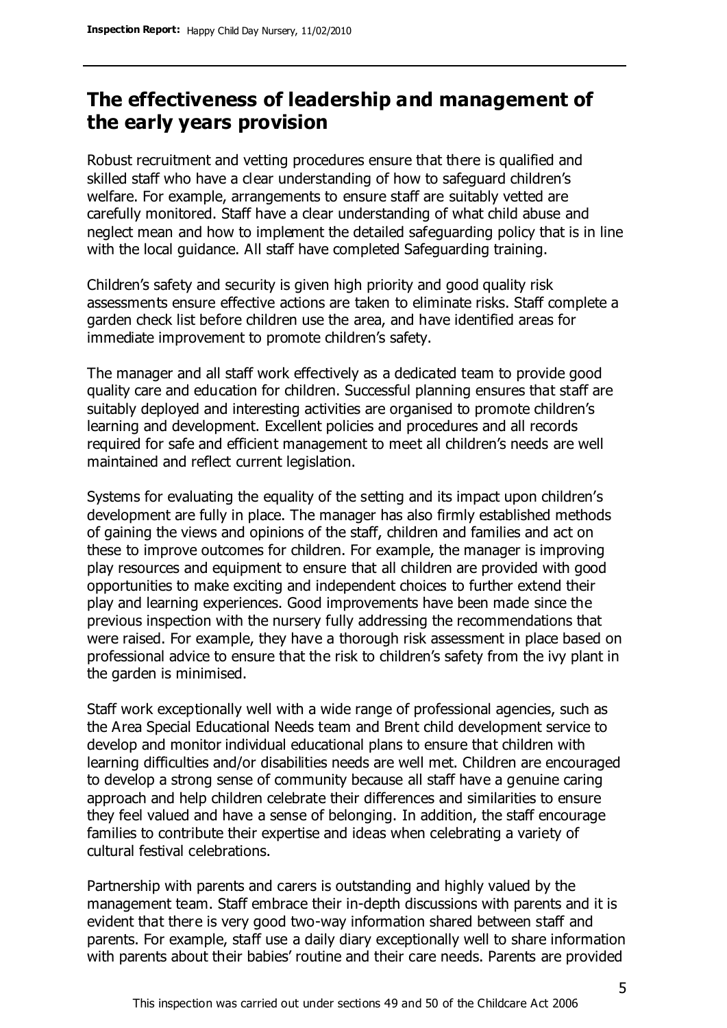## The effectiveness of leadership and management of the early years provision

Robust recruitment and vetting procedures ensure that there is qualified and skilled staff who have a clear understanding of how to safeguard children's welfare. For example, arrangements to ensure staff are suitably vetted are carefully monitored. Staff have a clear understanding of what child abuse and neglect mean and how to implement the detailed safeguarding policy that is in line with the local guidance. All staff have completed Safeguarding training.

Children's safety and security is given high priority and good quality risk assessments ensure effective actions are taken to eliminate risks. Staff complete a garden check list before children use the area, and have identified areas for immediate improvement to promote children's safety.

The manager and all staff work effectively as a dedicated team to provide good quality care and education for children. Successful planning ensures that staff are suitably deployed and interesting activities are organised to promote children's learning and development. Excellent policies and procedures and all records required for safe and efficient management to meet all children's needs are well maintained and reflect current legislation.

Systems for evaluating the equality of the setting and its impact upon children's development are fully in place. The manager has also firmly established methods of gaining the views and opinions of the staff, children and families and act on these to improve outcomes for children. For example, the manager is improving play resources and equipment to ensure that all children are provided with good opportunities to make exciting and independent choices to further extend their play and learning experiences. Good improvements have been made since the previous inspection with the nursery fully addressing the recommendations that were raised. For example, they have a thorough risk assessment in place based on professional advice to ensure that the risk to children's safety from the ivy plant in the garden is minimised.

Staff work exceptionally well with a wide range of professional agencies, such as the Area Special Educational Needs team and Brent child development service to develop and monitor individual educational plans to ensure that children with learning difficulties and/or disabilities needs are well met. Children are encouraged to develop a strong sense of community because all staff have a genuine caring approach and help children celebrate their differences and similarities to ensure they feel valued and have a sense of belonging. In addition, the staff encourage families to contribute their expertise and ideas when celebrating a variety of cultural festival celebrations.

Partnership with parents and carers is outstanding and highly valued by the management team. Staff embrace their in-depth discussions with parents and it is evident that there is very good two-way information shared between staff and parents. For example, staff use a daily diary exceptionally well to share information with parents about their babies' routine and their care needs. Parents are provided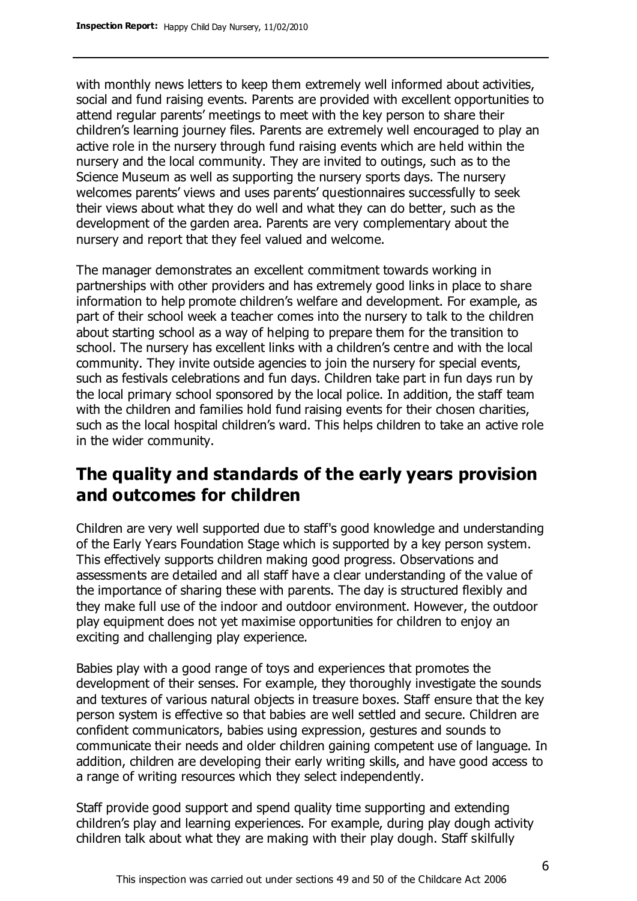with monthly news letters to keep them extremely well informed about activities, social and fund raising events. Parents are provided with excellent opportunities to attend regular parents' meetings to meet with the key person to share their children's learning journey files. Parents are extremely well encouraged to play an active role in the nursery through fund raising events which are held within the nursery and the local community. They are invited to outings, such as to the Science Museum as well as supporting the nursery sports days. The nursery welcomes parents' views and uses parents' questionnaires successfully to seek their views about what they do well and what they can do better, such as the development of the garden area. Parents are very complementary about the nursery and report that they feel valued and welcome.

The manager demonstrates an excellent commitment towards working in partnerships with other providers and has extremely good links in place to share information to help promote children's welfare and development. For example, as part of their school week a teacher comes into the nursery to talk to the children about starting school as a way of helping to prepare them for the transition to school. The nursery has excellent links with a children's centre and with the local community. They invite outside agencies to join the nursery for special events, such as festivals celebrations and fun days. Children take part in fun days run by the local primary school sponsored by the local police. In addition, the staff team with the children and families hold fund raising events for their chosen charities, such as the local hospital children's ward. This helps children to take an active role in the wider community.

## The quality and standards of the early years provision and outcomes for children

Children are very well supported due to staff's good knowledge and understanding of the Early Years Foundation Stage which is supported by a key person system. This effectively supports children making good progress. Observations and assessments are detailed and all staff have a clear understanding of the value of the importance of sharing these with parents. The day is structured flexibly and they make full use of the indoor and outdoor environment. However, the outdoor play equipment does not yet maximise opportunities for children to enjoy an exciting and challenging play experience.

Babies play with a good range of toys and experiences that promotes the development of their senses. For example, they thoroughly investigate the sounds and textures of various natural objects in treasure boxes. Staff ensure that the key person system is effective so that babies are well settled and secure. Children are confident communicators, babies using expression, gestures and sounds to communicate their needs and older children gaining competent use of language. In addition, children are developing their early writing skills, and have good access to a range of writing resources which they select independently.

Staff provide good support and spend quality time supporting and extending children's play and learning experiences. For example, during play dough activity children talk about what they are making with their play dough. Staff skilfully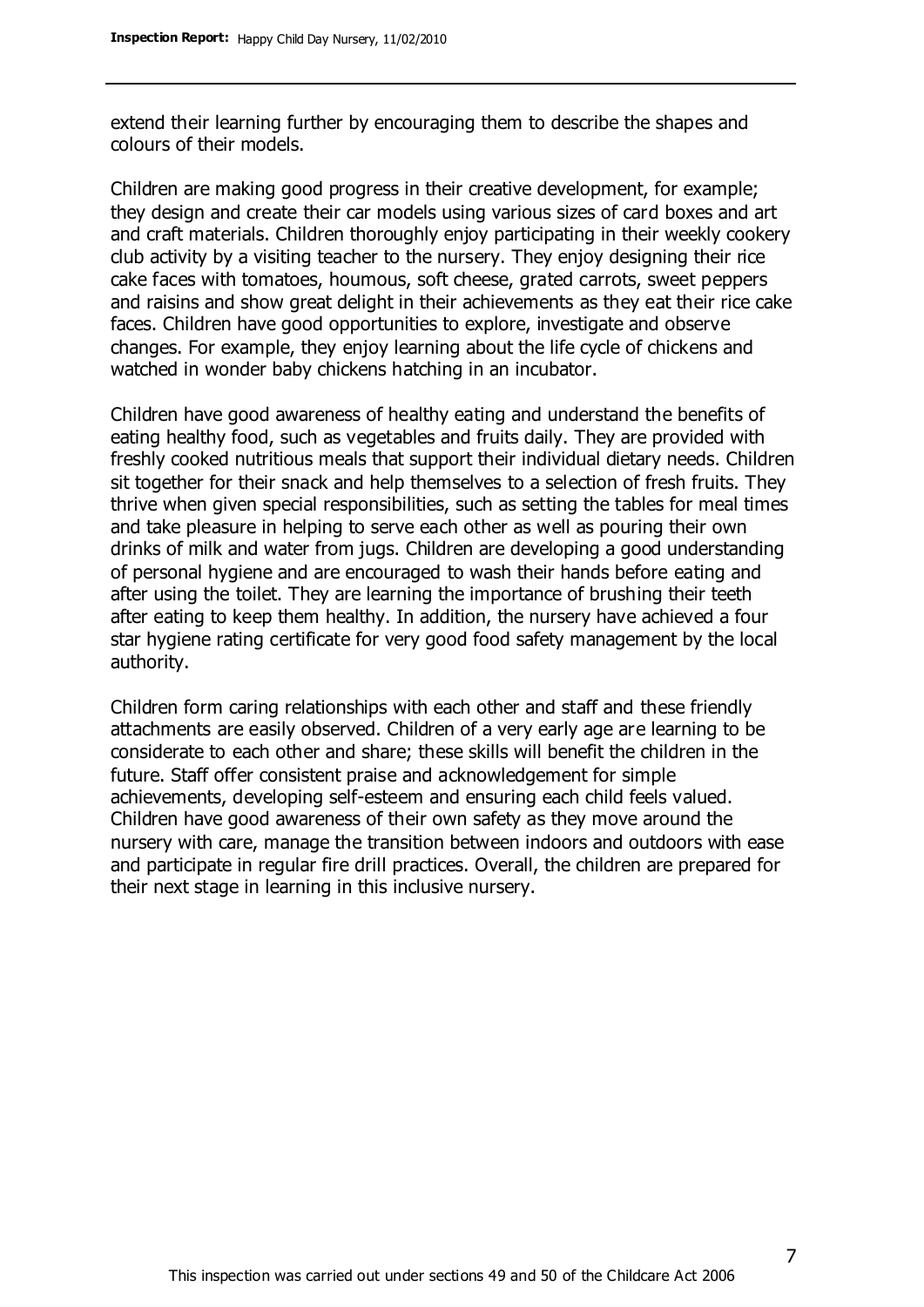extend their learning further by encouraging them to describe the shapes and colours of their models.

Children are making good progress in their creative development, for example; they design and create their car models using various sizes of card boxes and art and craft materials. Children thoroughly enjoy participating in their weekly cookery club activity by a visiting teacher to the nursery. They enjoy designing their rice cake faces with tomatoes, houmous, soft cheese, grated carrots, sweet peppers and raisins and show great delight in their achievements as they eat their rice cake faces. Children have good opportunities to explore, investigate and observe changes. For example, they enjoy learning about the life cycle of chickens and watched in wonder baby chickens hatching in an incubator.

Children have good awareness of healthy eating and understand the benefits of eating healthy food, such as vegetables and fruits daily. They are provided with freshly cooked nutritious meals that support their individual dietary needs. Children sit together for their snack and help themselves to a selection of fresh fruits. They thrive when given special responsibilities, such as setting the tables for meal times and take pleasure in helping to serve each other as well as pouring their own drinks of milk and water from jugs. Children are developing a good understanding of personal hygiene and are encouraged to wash their hands before eating and after using the toilet. They are learning the importance of brushing their teeth after eating to keep them healthy. In addition, the nursery have achieved a four star hygiene rating certificate for very good food safety management by the local authority.

Children form caring relationships with each other and staff and these friendly attachments are easily observed. Children of a very early age are learning to be considerate to each other and share; these skills will benefit the children in the future. Staff offer consistent praise and acknowledgement for simple achievements, developing self-esteem and ensuring each child feels valued. Children have good awareness of their own safety as they move around the nursery with care, manage the transition between indoors and outdoors with ease and participate in regular fire drill practices. Overall, the children are prepared for their next stage in learning in this inclusive nursery.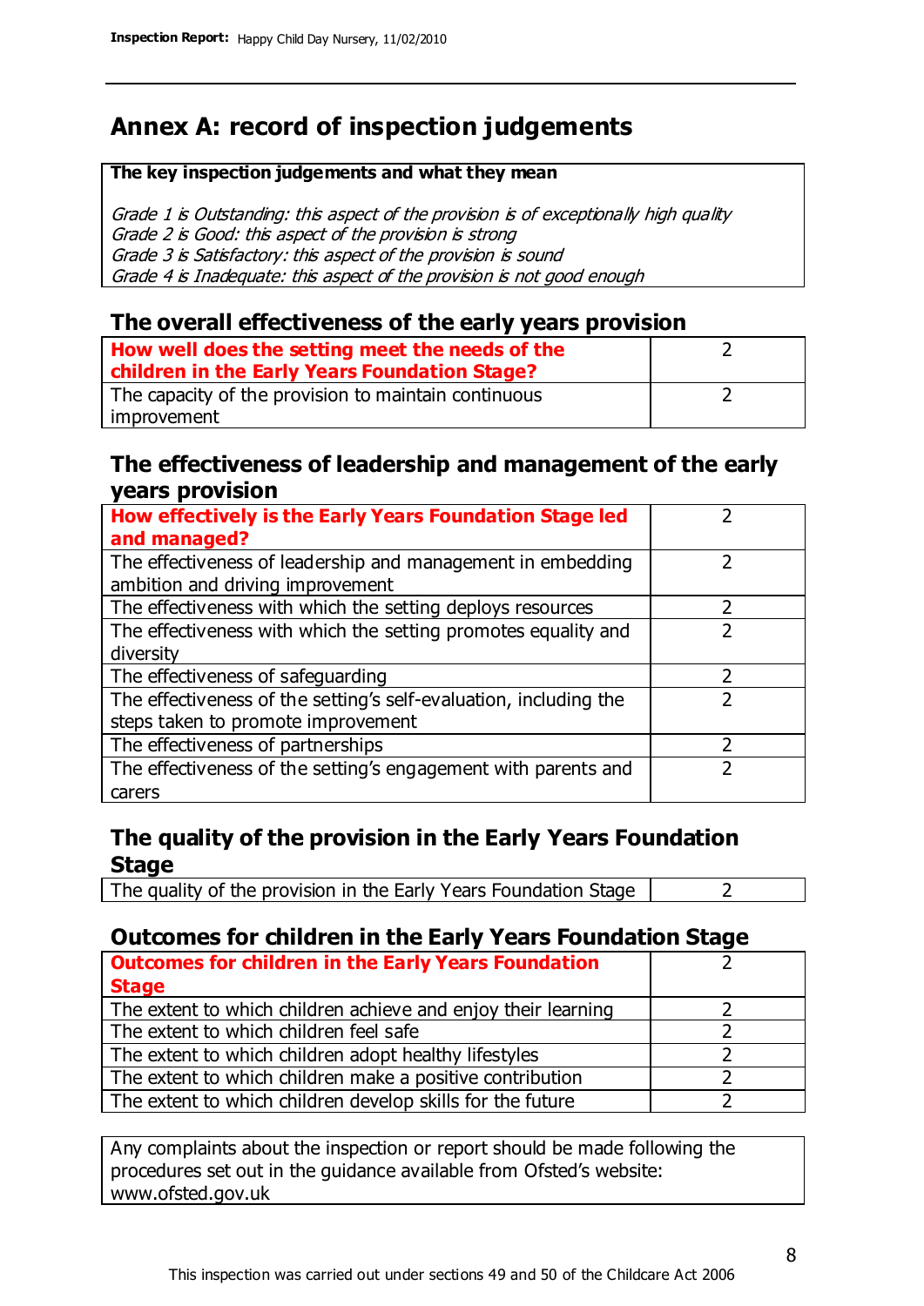# Annex A: record of inspection judgements

**The key inspection judgements and what they mean**

*Grade 1 is Outstanding: this aspect of the provision is of exceptionally high quality*
*Grade 2 is Good: this aspect of the provision is strong*
*Grade 3 is Satisfactory: this aspect of the provision is sound*
*Grade 4 is Inadequate: this aspect of the provision is not good enough*

## The overall effectiveness of the early years provision

| **How well does the setting meet the needs of the children in the Early Years Foundation Stage?** | 2 |
|---|---|
| The capacity of the provision to maintain continuous improvement | 2 |

## The effectiveness of leadership and management of the early years provision

| **How effectively is the Early Years Foundation Stage led and managed?** | 2 |
|---|---|
| The effectiveness of leadership and management in embedding ambition and driving improvement | 2 |
| The effectiveness with which the setting deploys resources | 2 |
| The effectiveness with which the setting promotes equality and diversity | 2 |
| The effectiveness of safeguarding | 2 |
| The effectiveness of the setting's self-evaluation, including the steps taken to promote improvement | 2 |
| The effectiveness of partnerships | 2 |
| The effectiveness of the setting's engagement with parents and carers | 2 |

## The quality of the provision in the Early Years Foundation Stage

| The quality of the provision in the Early Years Foundation Stage | 2 |
|---|---|

## Outcomes for children in the Early Years Foundation Stage

| **Outcomes for children in the Early Years Foundation Stage** | 2 |
|---|---|
| The extent to which children achieve and enjoy their learning | 2 |
| The extent to which children feel safe | 2 |
| The extent to which children adopt healthy lifestyles | 2 |
| The extent to which children make a positive contribution | 2 |
| The extent to which children develop skills for the future | 2 |

Any complaints about the inspection or report should be made following the procedures set out in the guidance available from Ofsted's website: www.ofsted.gov.uk

This inspection was carried out under sections 49 and 50 of the Childcare Act 2006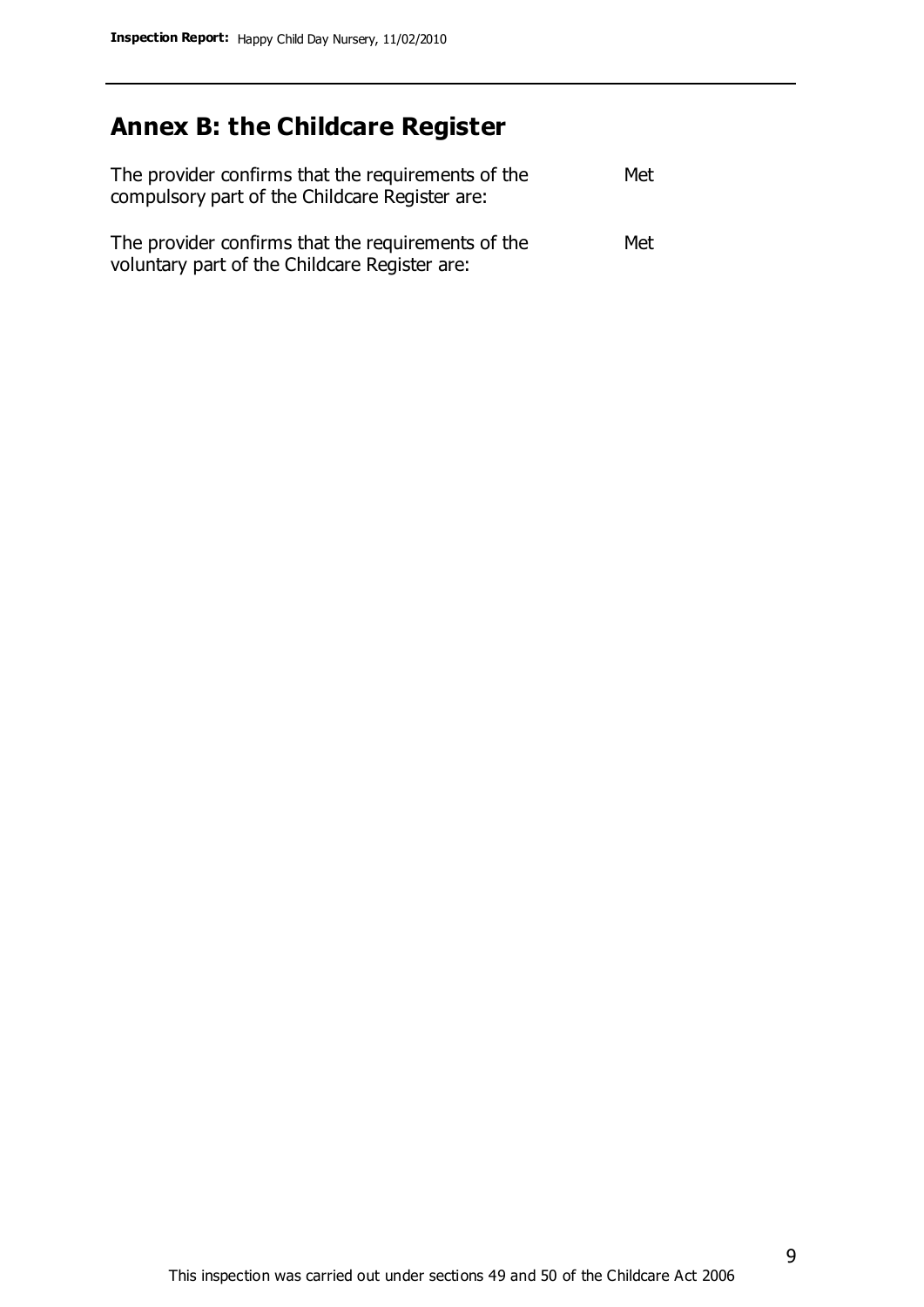## Annex B: the Childcare Register

| | |
|---|---|
| The provider confirms that the requirements of the compulsory part of the Childcare Register are: | Met |
| The provider confirms that the requirements of the voluntary part of the Childcare Register are: | Met |